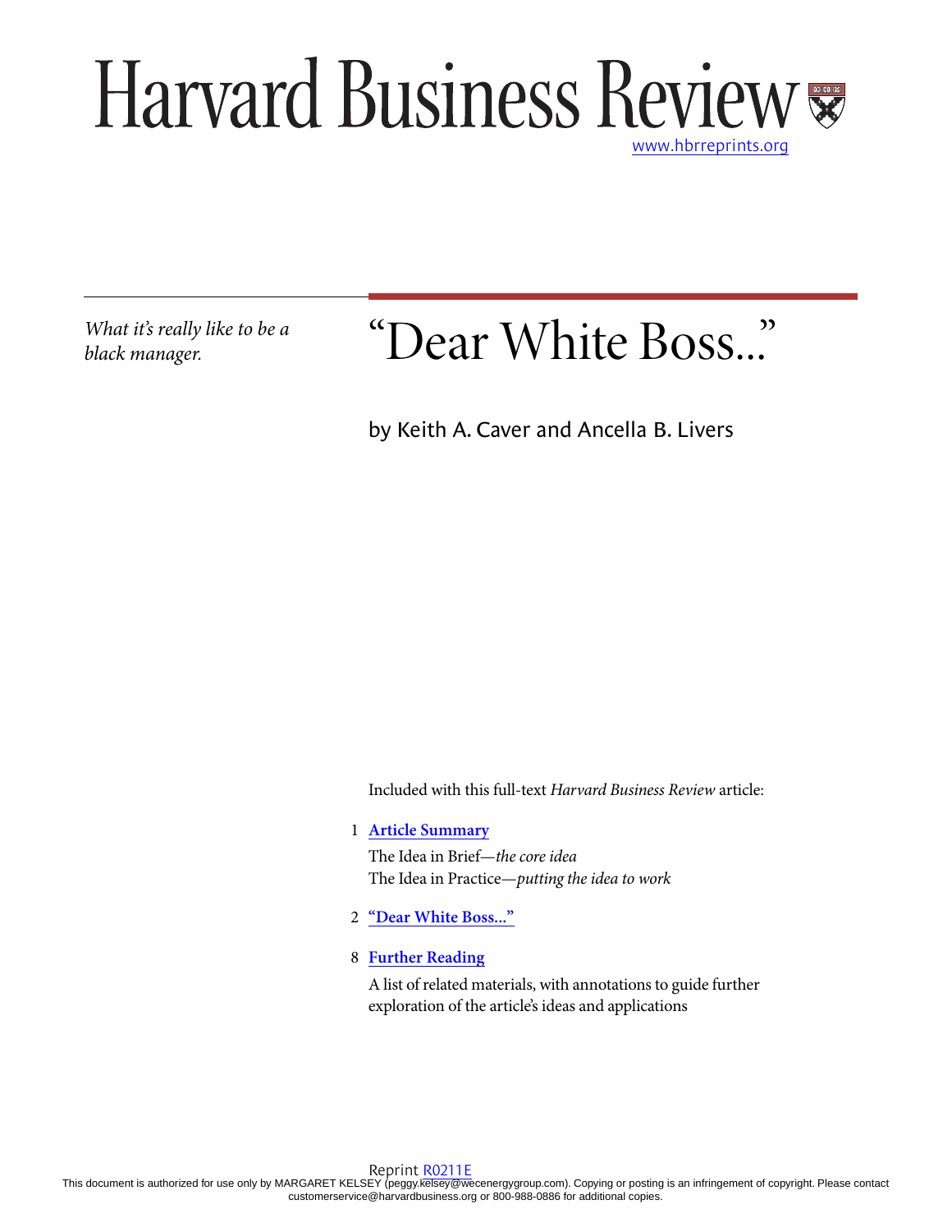# Harvard Business Review

www.hbrreprints.org

*What it's really like to be a black manager.*

# "Dear White Boss..."

by Keith A. Caver and Ancella B. Livers

Included with this full-text *Harvard Business Review* article:

1 **Article Summary**

The Idea in Brief—*the core idea*

The Idea in Practice—*putting the idea to work*

2 **"Dear White Boss..."**

8 **Further Reading**

A list of related materials, with annotations to guide further exploration of the article's ideas and applications

Reprint R0211E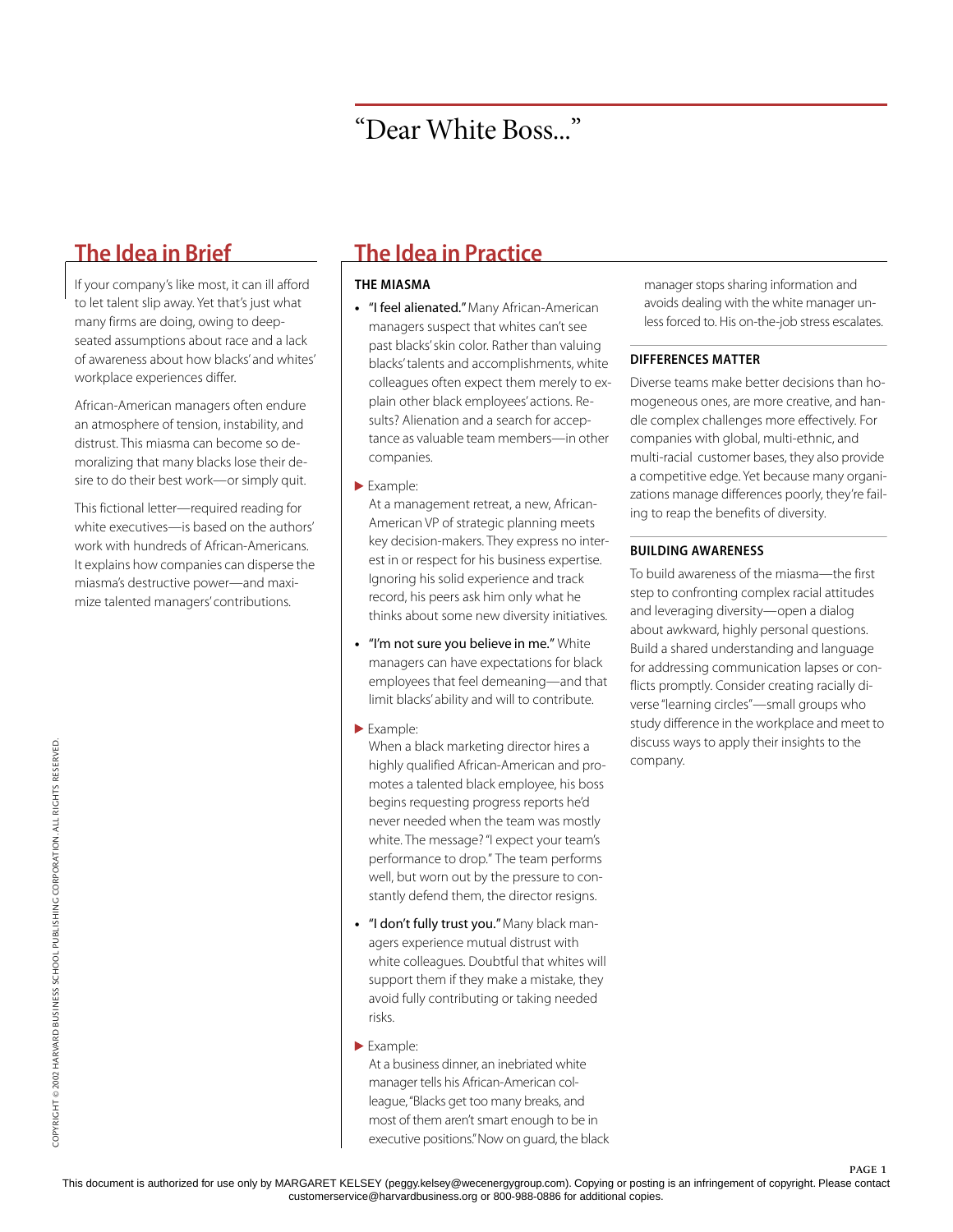# "Dear White Boss..."

## The Idea in Brief

If your company's like most, it can ill afford to let talent slip away. Yet that's just what many firms are doing, owing to deep-seated assumptions about race and a lack of awareness about how blacks' and whites' workplace experiences differ.

African-American managers often endure an atmosphere of tension, instability, and distrust. This miasma can become so demoralizing that many blacks lose their desire to do their best work—or simply quit.

This fictional letter—required reading for white executives—is based on the authors' work with hundreds of African-Americans. It explains how companies can disperse the miasma's destructive power—and maximize talented managers' contributions.

## The Idea in Practice

### THE MIASMA

- **"I feel alienated."** Many African-American managers suspect that whites can't see past blacks' skin color. Rather than valuing blacks' talents and accomplishments, white colleagues often expect them merely to explain other black employees' actions. Results? Alienation and a search for acceptance as valuable team members—in other companies.

▶ Example:

At a management retreat, a new, African-American VP of strategic planning meets key decision-makers. They express no interest in or respect for his business expertise. Ignoring his solid experience and track record, his peers ask him only what he thinks about some new diversity initiatives.

- **"I'm not sure you believe in me."** White managers can have expectations for black employees that feel demeaning—and that limit blacks' ability and will to contribute.

▶ Example:

When a black marketing director hires a highly qualified African-American and promotes a talented black employee, his boss begins requesting progress reports he'd never needed when the team was mostly white. The message? "I expect your team's performance to drop." The team performs well, but worn out by the pressure to constantly defend them, the director resigns.

- **"I don't fully trust you."** Many black managers experience mutual distrust with white colleagues. Doubtful that whites will support them if they make a mistake, they avoid fully contributing or taking needed risks.

▶ Example:

At a business dinner, an inebriated white manager tells his African-American colleague, "Blacks get too many breaks, and most of them aren't smart enough to be in executive positions." Now on guard, the black manager stops sharing information and avoids dealing with the white manager unless forced to. His on-the-job stress escalates.

### DIFFERENCES MATTER

Diverse teams make better decisions than homogeneous ones, are more creative, and handle complex challenges more effectively. For companies with global, multi-ethnic, and multi-racial customer bases, they also provide a competitive edge. Yet because many organizations manage differences poorly, they're failing to reap the benefits of diversity.

### BUILDING AWARENESS

To build awareness of the miasma—the first step to confronting complex racial attitudes and leveraging diversity—open a dialog about awkward, highly personal questions. Build a shared understanding and language for addressing communication lapses or conflicts promptly. Consider creating racially diverse "learning circles"—small groups who study difference in the workplace and meet to discuss ways to apply their insights to the company.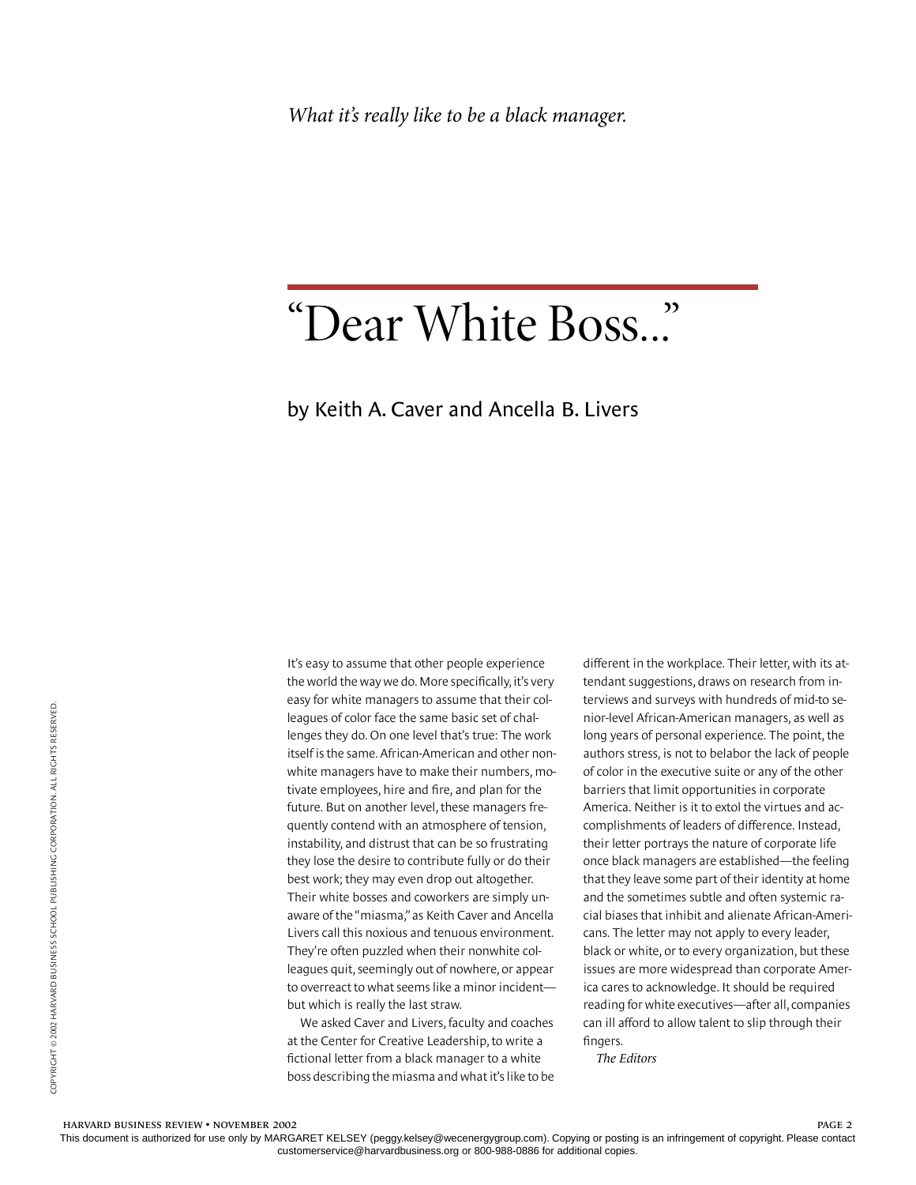*What it's really like to be a black manager.*

# "Dear White Boss..."

by Keith A. Caver and Ancella B. Livers

It's easy to assume that other people experience the world the way we do. More specifically, it's very easy for white managers to assume that their colleagues of color face the same basic set of challenges they do. On one level that's true: The work itself is the same. African-American and other nonwhite managers have to make their numbers, motivate employees, hire and fire, and plan for the future. But on another level, these managers frequently contend with an atmosphere of tension, instability, and distrust that can be so frustrating they lose the desire to contribute fully or do their best work; they may even drop out altogether. Their white bosses and coworkers are simply unaware of the "miasma," as Keith Caver and Ancella Livers call this noxious and tenuous environment. They're often puzzled when their nonwhite colleagues quit, seemingly out of nowhere, or appear to overreact to what seems like a minor incident—but which is really the last straw.

We asked Caver and Livers, faculty and coaches at the Center for Creative Leadership, to write a fictional letter from a black manager to a white boss describing the miasma and what it's like to be different in the workplace. Their letter, with its attendant suggestions, draws on research from interviews and surveys with hundreds of mid-to senior-level African-American managers, as well as long years of personal experience. The point, the authors stress, is not to belabor the lack of people of color in the executive suite or any of the other barriers that limit opportunities in corporate America. Neither is it to extol the virtues and accomplishments of leaders of difference. Instead, their letter portrays the nature of corporate life once black managers are established—the feeling that they leave some part of their identity at home and the sometimes subtle and often systemic racial biases that inhibit and alienate African-Americans. The letter may not apply to every leader, black or white, or to every organization, but these issues are more widespread than corporate America cares to acknowledge. It should be required reading for white executives—after all, companies can ill afford to allow talent to slip through their fingers.

*The Editors*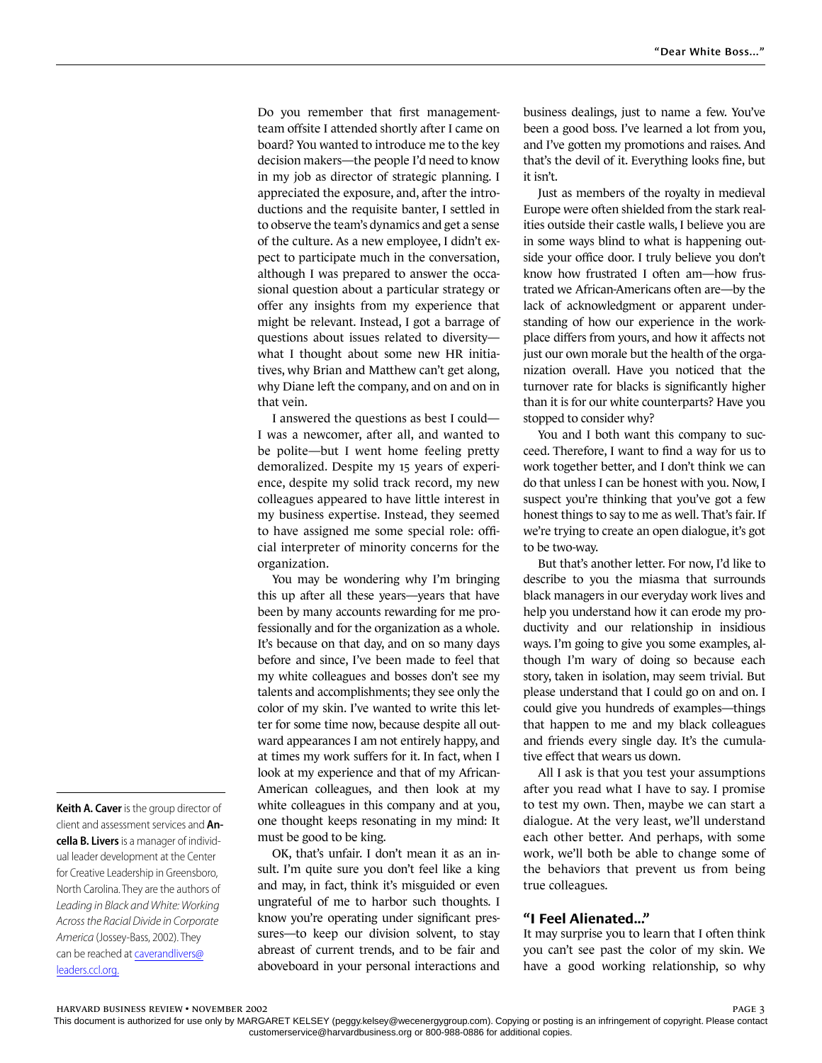Do you remember that first management-team offsite I attended shortly after I came on board? You wanted to introduce me to the key decision makers—the people I'd need to know in my job as director of strategic planning. I appreciated the exposure, and, after the introductions and the requisite banter, I settled in to observe the team's dynamics and get a sense of the culture. As a new employee, I didn't expect to participate much in the conversation, although I was prepared to answer the occasional question about a particular strategy or offer any insights from my experience that might be relevant. Instead, I got a barrage of questions about issues related to diversity—what I thought about some new HR initiatives, why Brian and Matthew can't get along, why Diane left the company, and on and on in that vein.

I answered the questions as best I could—I was a newcomer, after all, and wanted to be polite—but I went home feeling pretty demoralized. Despite my 15 years of experience, despite my solid track record, my new colleagues appeared to have little interest in my business expertise. Instead, they seemed to have assigned me some special role: official interpreter of minority concerns for the organization.

You may be wondering why I'm bringing this up after all these years—years that have been by many accounts rewarding for me professionally and for the organization as a whole. It's because on that day, and on so many days before and since, I've been made to feel that my white colleagues and bosses don't see my talents and accomplishments; they see only the color of my skin. I've wanted to write this letter for some time now, because despite all outward appearances I am not entirely happy, and at times my work suffers for it. In fact, when I look at my experience and that of my African-American colleagues, and then look at my white colleagues in this company and at you, one thought keeps resonating in my mind: It must be good to be king.

OK, that's unfair. I don't mean it as an insult. I'm quite sure you don't feel like a king and may, in fact, think it's misguided or even ungrateful of me to harbor such thoughts. I know you're operating under significant pressures—to keep our division solvent, to stay abreast of current trends, and to be fair and aboveboard in your personal interactions and business dealings, just to name a few. You've been a good boss. I've learned a lot from you, and I've gotten my promotions and raises. And that's the devil of it. Everything looks fine, but it isn't.

Just as members of the royalty in medieval Europe were often shielded from the stark realities outside their castle walls, I believe you are in some ways blind to what is happening outside your office door. I truly believe you don't know how frustrated I often am—how frustrated we African-Americans often are—by the lack of acknowledgment or apparent understanding of how our experience in the workplace differs from yours, and how it affects not just our own morale but the health of the organization overall. Have you noticed that the turnover rate for blacks is significantly higher than it is for our white counterparts? Have you stopped to consider why?

You and I both want this company to succeed. Therefore, I want to find a way for us to work together better, and I don't think we can do that unless I can be honest with you. Now, I suspect you're thinking that you've got a few honest things to say to me as well. That's fair. If we're trying to create an open dialogue, it's got to be two-way.

But that's another letter. For now, I'd like to describe to you the miasma that surrounds black managers in our everyday work lives and help you understand how it can erode my productivity and our relationship in insidious ways. I'm going to give you some examples, although I'm wary of doing so because each story, taken in isolation, may seem trivial. But please understand that I could go on and on. I could give you hundreds of examples—things that happen to me and my black colleagues and friends every single day. It's the cumulative effect that wears us down.

All I ask is that you test your assumptions after you read what I have to say. I promise to test my own. Then, maybe we can start a dialogue. At the very least, we'll understand each other better. And perhaps, with some work, we'll both be able to change some of the behaviors that prevent us from being true colleagues.

## "I Feel Alienated…"

It may surprise you to learn that I often think you can't see past the color of my skin. We have a good working relationship, so why

---

**Keith A. Caver** is the group director of client and assessment services and **Ancella B. Livers** is a manager of individual leader development at the Center for Creative Leadership in Greensboro, North Carolina. They are the authors of *Leading in Black and White: Working Across the Racial Divide in Corporate America* (Jossey-Bass, 2002). They can be reached at caverandlivers@leaders.ccl.org.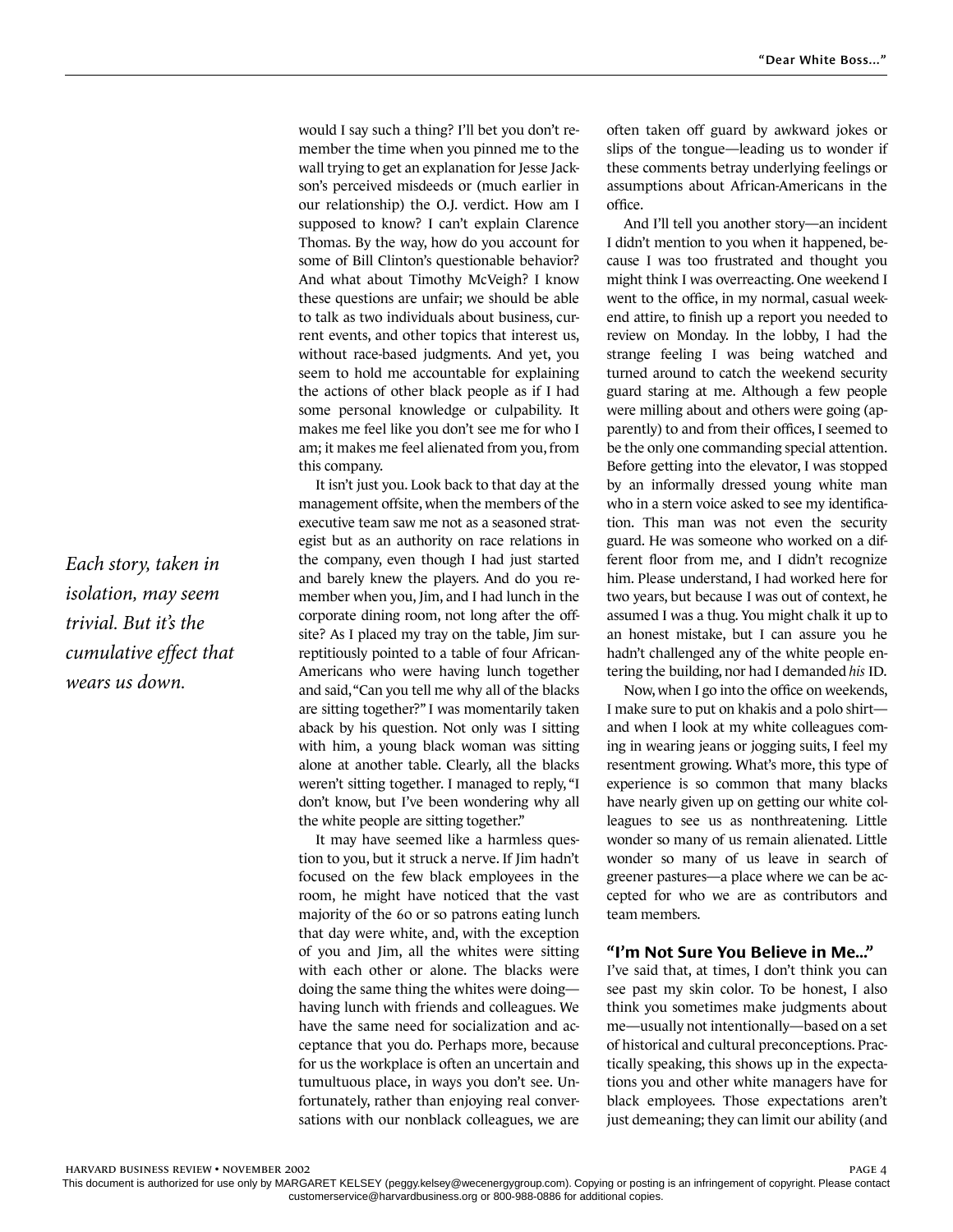would I say such a thing? I'll bet you don't remember the time when you pinned me to the wall trying to get an explanation for Jesse Jackson's perceived misdeeds or (much earlier in our relationship) the O.J. verdict. How am I supposed to know? I can't explain Clarence Thomas. By the way, how do you account for some of Bill Clinton's questionable behavior? And what about Timothy McVeigh? I know these questions are unfair; we should be able to talk as two individuals about business, current events, and other topics that interest us, without race-based judgments. And yet, you seem to hold me accountable for explaining the actions of other black people as if I had some personal knowledge or culpability. It makes me feel like you don't see me for who I am; it makes me feel alienated from you, from this company.

It isn't just you. Look back to that day at the management offsite, when the members of the executive team saw me not as a seasoned strategist but as an authority on race relations in the company, even though I had just started and barely knew the players. And do you remember when you, Jim, and I had lunch in the corporate dining room, not long after the offsite? As I placed my tray on the table, Jim surreptitiously pointed to a table of four African-Americans who were having lunch together and said, "Can you tell me why all of the blacks are sitting together?" I was momentarily taken aback by his question. Not only was I sitting with him, a young black woman was sitting alone at another table. Clearly, all the blacks weren't sitting together. I managed to reply, "I don't know, but I've been wondering why all the white people are sitting together."

*Each story, taken in isolation, may seem trivial. But it's the cumulative effect that wears us down.*

It may have seemed like a harmless question to you, but it struck a nerve. If Jim hadn't focused on the few black employees in the room, he might have noticed that the vast majority of the 60 or so patrons eating lunch that day were white, and, with the exception of you and Jim, all the whites were sitting with each other or alone. The blacks were doing the same thing the whites were doing—having lunch with friends and colleagues. We have the same need for socialization and acceptance that you do. Perhaps more, because for us the workplace is often an uncertain and tumultuous place, in ways you don't see. Unfortunately, rather than enjoying real conversations with our nonblack colleagues, we are often taken off guard by awkward jokes or slips of the tongue—leading us to wonder if these comments betray underlying feelings or assumptions about African-Americans in the office.

And I'll tell you another story—an incident I didn't mention to you when it happened, because I was too frustrated and thought you might think I was overreacting. One weekend I went to the office, in my normal, casual weekend attire, to finish up a report you needed to review on Monday. In the lobby, I had the strange feeling I was being watched and turned around to catch the weekend security guard staring at me. Although a few people were milling about and others were going (apparently) to and from their offices, I seemed to be the only one commanding special attention. Before getting into the elevator, I was stopped by an informally dressed young white man who in a stern voice asked to see my identification. This man was not even the security guard. He was someone who worked on a different floor from me, and I didn't recognize him. Please understand, I had worked here for two years, but because I was out of context, he assumed I was a thug. You might chalk it up to an honest mistake, but I can assure you he hadn't challenged any of the white people entering the building, nor had I demanded *his* ID.

Now, when I go into the office on weekends, I make sure to put on khakis and a polo shirt—and when I look at my white colleagues coming in wearing jeans or jogging suits, I feel my resentment growing. What's more, this type of experience is so common that many blacks have nearly given up on getting our white colleagues to see us as nonthreatening. Little wonder so many of us remain alienated. Little wonder so many of us leave in search of greener pastures—a place where we can be accepted for who we are as contributors and team members.

### "I'm Not Sure You Believe in Me..."

I've said that, at times, I don't think you can see past my skin color. To be honest, I also think you sometimes make judgments about me—usually not intentionally—based on a set of historical and cultural preconceptions. Practically speaking, this shows up in the expectations you and other white managers have for black employees. Those expectations aren't just demeaning; they can limit our ability (and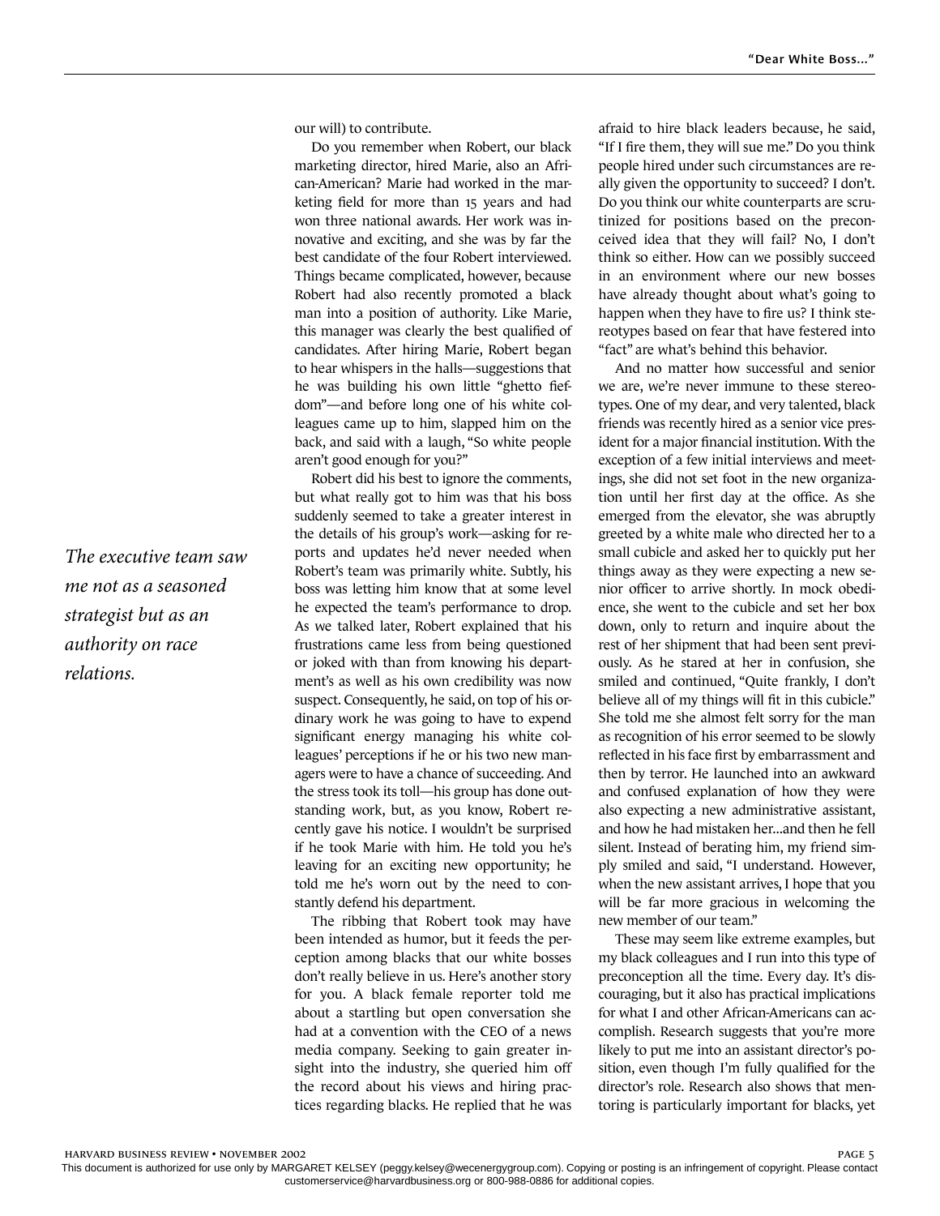our will) to contribute.

Do you remember when Robert, our black marketing director, hired Marie, also an African-American? Marie had worked in the marketing field for more than 15 years and had won three national awards. Her work was innovative and exciting, and she was by far the best candidate of the four Robert interviewed. Things became complicated, however, because Robert had also recently promoted a black man into a position of authority. Like Marie, this manager was clearly the best qualified of candidates. After hiring Marie, Robert began to hear whispers in the halls—suggestions that he was building his own little "ghetto fiefdom"—and before long one of his white colleagues came up to him, slapped him on the back, and said with a laugh, "So white people aren't good enough for you?"

Robert did his best to ignore the comments, but what really got to him was that his boss suddenly seemed to take a greater interest in the details of his group's work—asking for reports and updates he'd never needed when Robert's team was primarily white. Subtly, his boss was letting him know that at some level he expected the team's performance to drop. As we talked later, Robert explained that his frustrations came less from being questioned or joked with than from knowing his department's as well as his own credibility was now suspect. Consequently, he said, on top of his ordinary work he was going to have to expend significant energy managing his white colleagues' perceptions if he or his two new managers were to have a chance of succeeding. And the stress took its toll—his group has done outstanding work, but, as you know, Robert recently gave his notice. I wouldn't be surprised if he took Marie with him. He told you he's leaving for an exciting new opportunity; he told me he's worn out by the need to constantly defend his department.

The ribbing that Robert took may have been intended as humor, but it feeds the perception among blacks that our white bosses don't really believe in us. Here's another story for you. A black female reporter told me about a startling but open conversation she had at a convention with the CEO of a news media company. Seeking to gain greater insight into the industry, she queried him off the record about his views and hiring practices regarding blacks. He replied that he was afraid to hire black leaders because, he said, "If I fire them, they will sue me." Do you think people hired under such circumstances are really given the opportunity to succeed? I don't. Do you think our white counterparts are scrutinized for positions based on the preconceived idea that they will fail? No, I don't think so either. How can we possibly succeed in an environment where our new bosses have already thought about what's going to happen when they have to fire us? I think stereotypes based on fear that have festered into "fact" are what's behind this behavior.

*The executive team saw me not as a seasoned strategist but as an authority on race relations.*

And no matter how successful and senior we are, we're never immune to these stereotypes. One of my dear, and very talented, black friends was recently hired as a senior vice president for a major financial institution. With the exception of a few initial interviews and meetings, she did not set foot in the new organization until her first day at the office. As she emerged from the elevator, she was abruptly greeted by a white male who directed her to a small cubicle and asked her to quickly put her things away as they were expecting a new senior officer to arrive shortly. In mock obedience, she went to the cubicle and set her box down, only to return and inquire about the rest of her shipment that had been sent previously. As he stared at her in confusion, she smiled and continued, "Quite frankly, I don't believe all of my things will fit in this cubicle." She told me she almost felt sorry for the man as recognition of his error seemed to be slowly reflected in his face first by embarrassment and then by terror. He launched into an awkward and confused explanation of how they were also expecting a new administrative assistant, and how he had mistaken her...and then he fell silent. Instead of berating him, my friend simply smiled and said, "I understand. However, when the new assistant arrives, I hope that you will be far more gracious in welcoming the new member of our team."

These may seem like extreme examples, but my black colleagues and I run into this type of preconception all the time. Every day. It's discouraging, but it also has practical implications for what I and other African-Americans can accomplish. Research suggests that you're more likely to put me into an assistant director's position, even though I'm fully qualified for the director's role. Research also shows that mentoring is particularly important for blacks, yet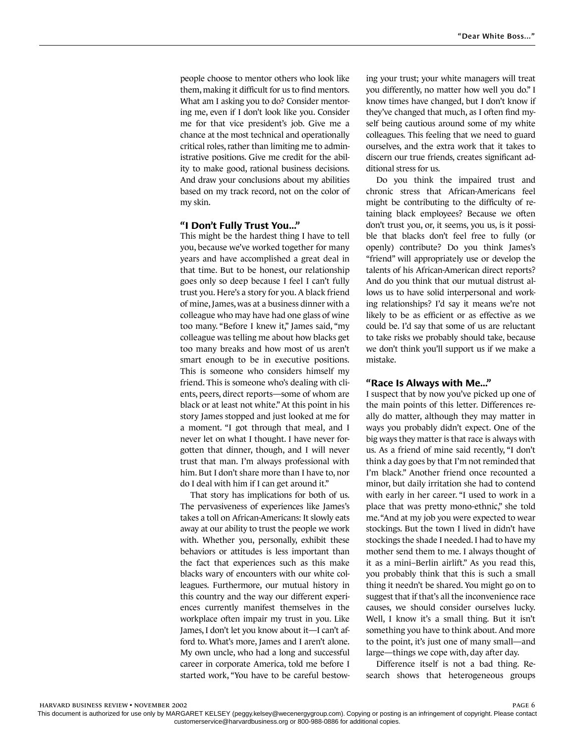people choose to mentor others who look like them, making it difficult for us to find mentors. What am I asking you to do? Consider mentoring me, even if I don't look like you. Consider me for that vice president's job. Give me a chance at the most technical and operationally critical roles, rather than limiting me to administrative positions. Give me credit for the ability to make good, rational business decisions. And draw your conclusions about my abilities based on my track record, not on the color of my skin.

### "I Don't Fully Trust You..."

This might be the hardest thing I have to tell you, because we've worked together for many years and have accomplished a great deal in that time. But to be honest, our relationship goes only so deep because I feel I can't fully trust you. Here's a story for you. A black friend of mine, James, was at a business dinner with a colleague who may have had one glass of wine too many. "Before I knew it," James said, "my colleague was telling me about how blacks get too many breaks and how most of us aren't smart enough to be in executive positions. This is someone who considers himself my friend. This is someone who's dealing with clients, peers, direct reports—some of whom are black or at least not white." At this point in his story James stopped and just looked at me for a moment. "I got through that meal, and I never let on what I thought. I have never forgotten that dinner, though, and I will never trust that man. I'm always professional with him. But I don't share more than I have to, nor do I deal with him if I can get around it."

That story has implications for both of us. The pervasiveness of experiences like James's takes a toll on African-Americans: It slowly eats away at our ability to trust the people we work with. Whether you, personally, exhibit these behaviors or attitudes is less important than the fact that experiences such as this make blacks wary of encounters with our white colleagues. Furthermore, our mutual history in this country and the way our different experiences currently manifest themselves in the workplace often impair my trust in you. Like James, I don't let you know about it—I can't afford to. What's more, James and I aren't alone. My own uncle, who had a long and successful career in corporate America, told me before I started work, "You have to be careful bestowing your trust; your white managers will treat you differently, no matter how well you do." I know times have changed, but I don't know if they've changed that much, as I often find myself being cautious around some of my white colleagues. This feeling that we need to guard ourselves, and the extra work that it takes to discern our true friends, creates significant additional stress for us.

Do you think the impaired trust and chronic stress that African-Americans feel might be contributing to the difficulty of retaining black employees? Because we often don't trust you, or, it seems, you us, is it possible that blacks don't feel free to fully (or openly) contribute? Do you think James's "friend" will appropriately use or develop the talents of his African-American direct reports? And do you think that our mutual distrust allows us to have solid interpersonal and working relationships? I'd say it means we're not likely to be as efficient or as effective as we could be. I'd say that some of us are reluctant to take risks we probably should take, because we don't think you'll support us if we make a mistake.

### "Race Is Always with Me..."

I suspect that by now you've picked up one of the main points of this letter. Differences really do matter, although they may matter in ways you probably didn't expect. One of the big ways they matter is that race is always with us. As a friend of mine said recently, "I don't think a day goes by that I'm not reminded that I'm black." Another friend once recounted a minor, but daily irritation she had to contend with early in her career. "I used to work in a place that was pretty mono-ethnic," she told me. "And at my job you were expected to wear stockings. But the town I lived in didn't have stockings the shade I needed. I had to have my mother send them to me. I always thought of it as a mini–Berlin airlift." As you read this, you probably think that this is such a small thing it needn't be shared. You might go on to suggest that if that's all the inconvenience race causes, we should consider ourselves lucky. Well, I know it's a small thing. But it isn't something you have to think about. And more to the point, it's just one of many small—and large—things we cope with, day after day.

Difference itself is not a bad thing. Research shows that heterogeneous groups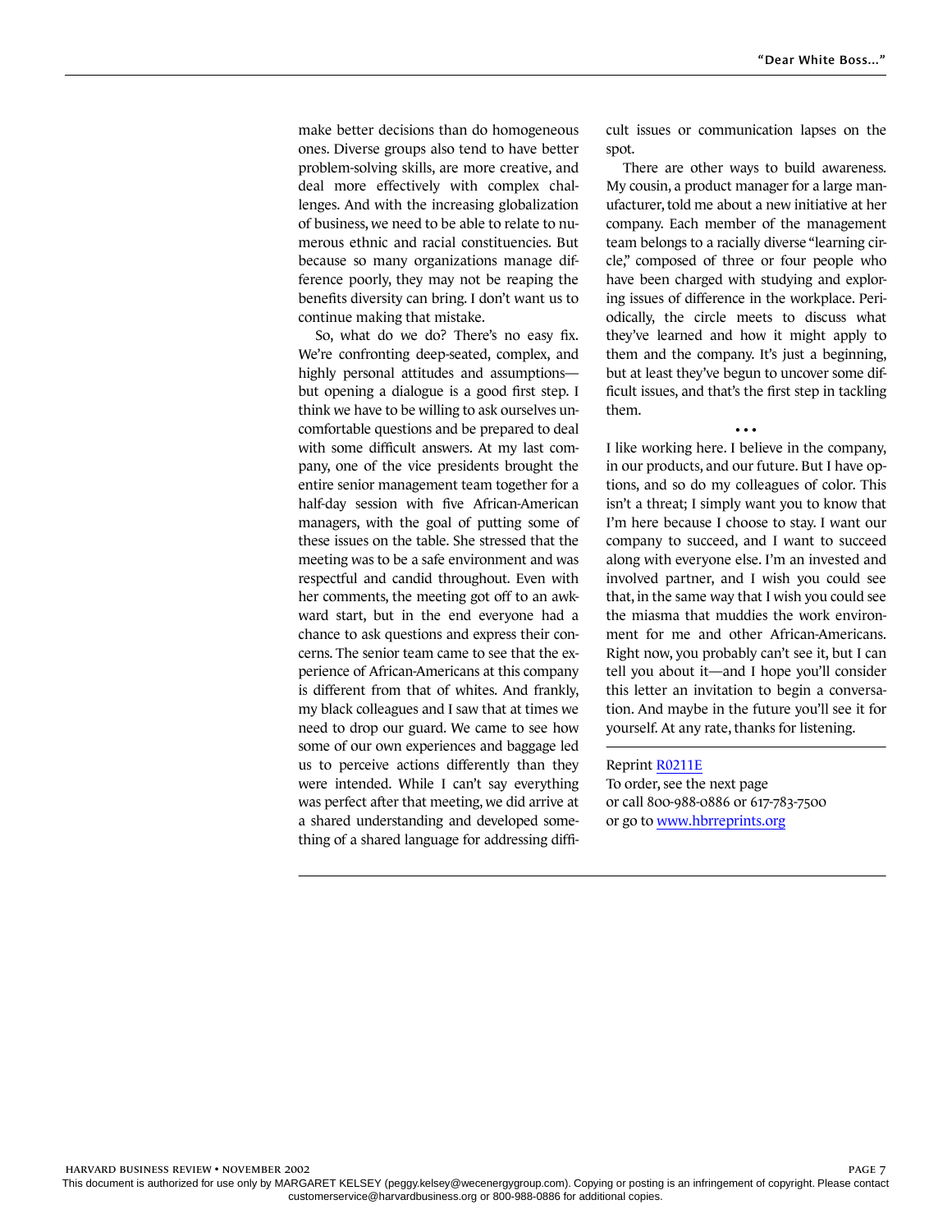make better decisions than do homogeneous ones. Diverse groups also tend to have better problem-solving skills, are more creative, and deal more effectively with complex challenges. And with the increasing globalization of business, we need to be able to relate to numerous ethnic and racial constituencies. But because so many organizations manage difference poorly, they may not be reaping the benefits diversity can bring. I don't want us to continue making that mistake.

So, what do we do? There's no easy fix. We're confronting deep-seated, complex, and highly personal attitudes and assumptions—but opening a dialogue is a good first step. I think we have to be willing to ask ourselves uncomfortable questions and be prepared to deal with some difficult answers. At my last company, one of the vice presidents brought the entire senior management team together for a half-day session with five African-American managers, with the goal of putting some of these issues on the table. She stressed that the meeting was to be a safe environment and was respectful and candid throughout. Even with her comments, the meeting got off to an awkward start, but in the end everyone had a chance to ask questions and express their concerns. The senior team came to see that the experience of African-Americans at this company is different from that of whites. And frankly, my black colleagues and I saw that at times we need to drop our guard. We came to see how some of our own experiences and baggage led us to perceive actions differently than they were intended. While I can't say everything was perfect after that meeting, we did arrive at a shared understanding and developed something of a shared language for addressing difficult issues or communication lapses on the spot.

There are other ways to build awareness. My cousin, a product manager for a large manufacturer, told me about a new initiative at her company. Each member of the management team belongs to a racially diverse "learning circle," composed of three or four people who have been charged with studying and exploring issues of difference in the workplace. Periodically, the circle meets to discuss what they've learned and how it might apply to them and the company. It's just a beginning, but at least they've begun to uncover some difficult issues, and that's the first step in tackling them.

• • •

I like working here. I believe in the company, in our products, and our future. But I have options, and so do my colleagues of color. This isn't a threat; I simply want you to know that I'm here because I choose to stay. I want our company to succeed, and I want to succeed along with everyone else. I'm an invested and involved partner, and I wish you could see that, in the same way that I wish you could see the miasma that muddies the work environment for me and other African-Americans. Right now, you probably can't see it, but I can tell you about it—and I hope you'll consider this letter an invitation to begin a conversation. And maybe in the future you'll see it for yourself. At any rate, thanks for listening.

---

Reprint R0211E
To order, see the next page
or call 800-988-0886 or 617-783-7500
or go to www.hbrreprints.org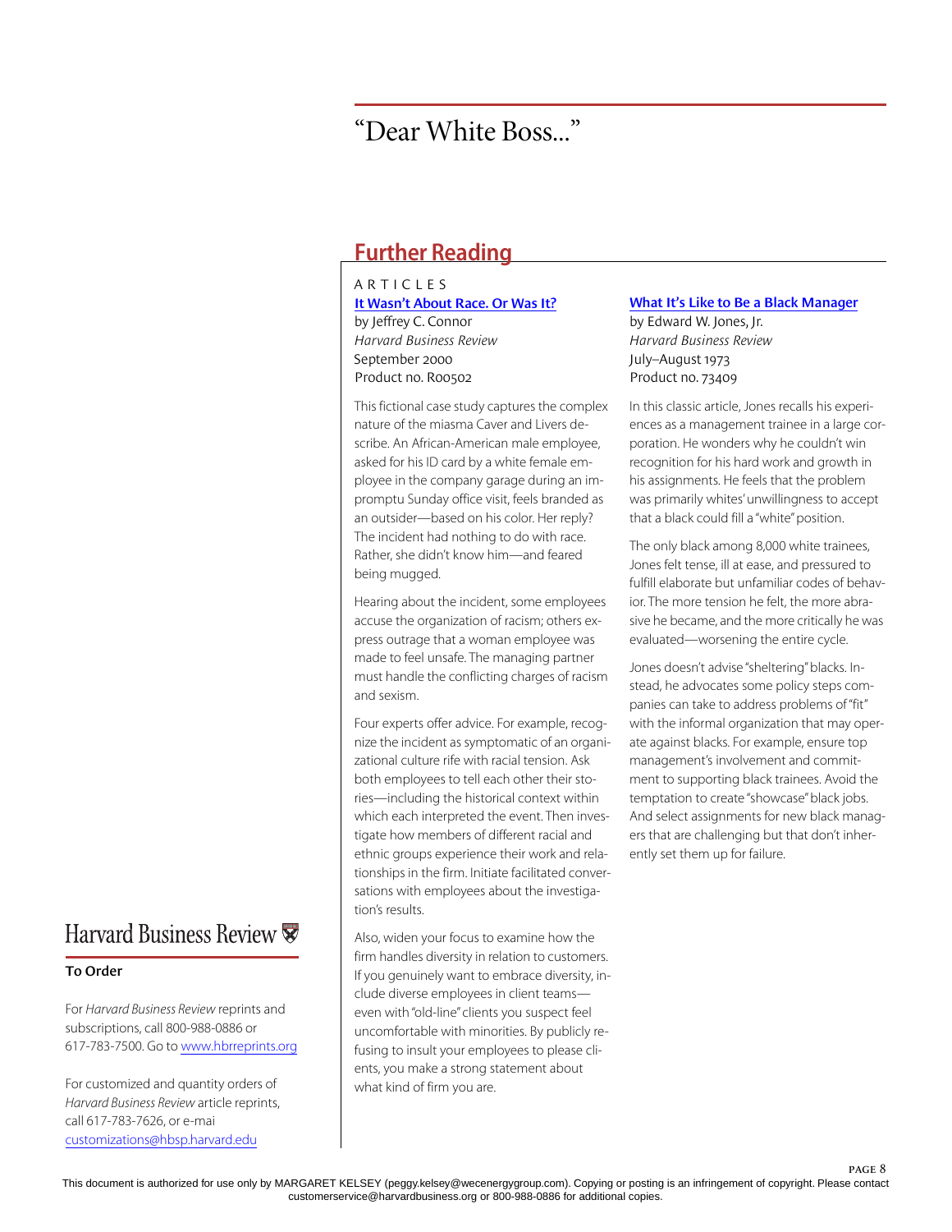# "Dear White Boss..."

## Further Reading

ARTICLES

**It Wasn't About Race. Or Was It?**
by Jeffrey C. Connor
*Harvard Business Review*
September 2000
Product no. R00502

This fictional case study captures the complex nature of the miasma Caver and Livers describe. An African-American male employee, asked for his ID card by a white female employee in the company garage during an impromptu Sunday office visit, feels branded as an outsider—based on his color. Her reply? The incident had nothing to do with race. Rather, she didn't know him—and feared being mugged.

Hearing about the incident, some employees accuse the organization of racism; others express outrage that a woman employee was made to feel unsafe. The managing partner must handle the conflicting charges of racism and sexism.

Four experts offer advice. For example, recognize the incident as symptomatic of an organizational culture rife with racial tension. Ask both employees to tell each other their stories—including the historical context within which each interpreted the event. Then investigate how members of different racial and ethnic groups experience their work and relationships in the firm. Initiate facilitated conversations with employees about the investigation's results.

Also, widen your focus to examine how the firm handles diversity in relation to customers. If you genuinely want to embrace diversity, include diverse employees in client teams—even with "old-line" clients you suspect feel uncomfortable with minorities. By publicly refusing to insult your employees to please clients, you make a strong statement about what kind of firm you are.

**What It's Like to Be a Black Manager**
by Edward W. Jones, Jr.
*Harvard Business Review*
July–August 1973
Product no. 73409

In this classic article, Jones recalls his experiences as a management trainee in a large corporation. He wonders why he couldn't win recognition for his hard work and growth in his assignments. He feels that the problem was primarily whites' unwillingness to accept that a black could fill a "white" position.

The only black among 8,000 white trainees, Jones felt tense, ill at ease, and pressured to fulfill elaborate but unfamiliar codes of behavior. The more tension he felt, the more abrasive he became, and the more critically he was evaluated—worsening the entire cycle.

Jones doesn't advise "sheltering" blacks. Instead, he advocates some policy steps companies can take to address problems of "fit" with the informal organization that may operate against blacks. For example, ensure top management's involvement and commitment to supporting black trainees. Avoid the temptation to create "showcase" black jobs. And select assignments for new black managers that are challenging but that don't inherently set them up for failure.

Harvard Business Review

**To Order**

For *Harvard Business Review* reprints and subscriptions, call 800-988-0886 or 617-783-7500. Go to www.hbrreprints.org

For customized and quantity orders of *Harvard Business Review* article reprints, call 617-783-7626, or e-mai customizations@hbsp.harvard.edu